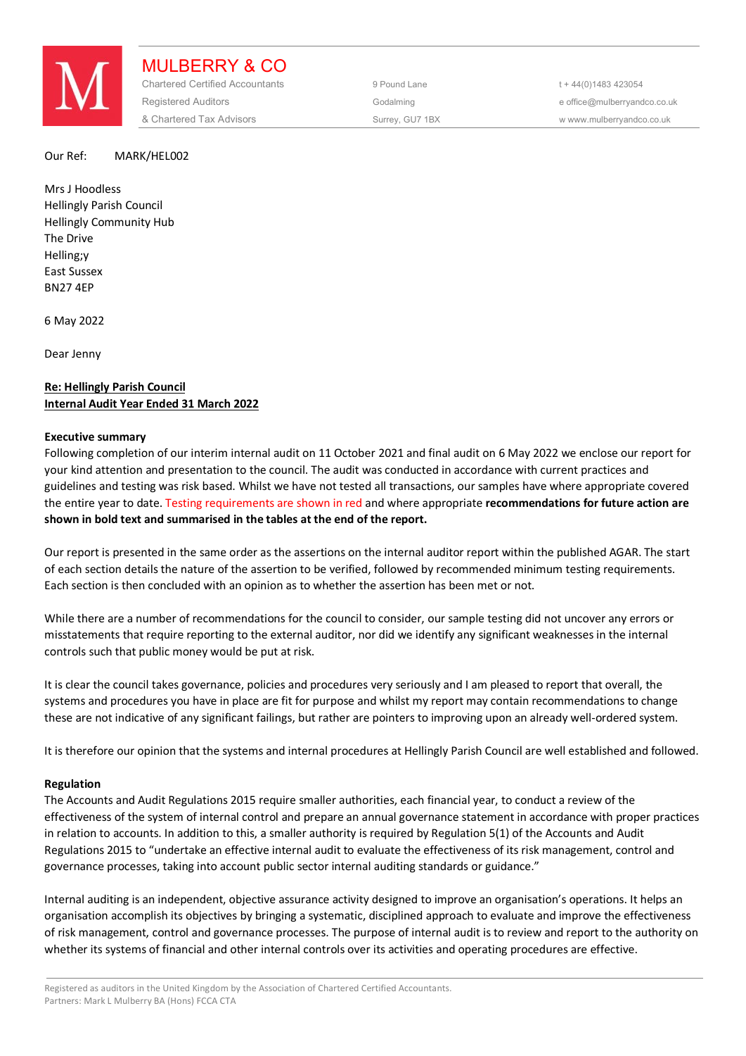# MULBERRY & CO

Chartered Certified Accountants
Registered Auditors
& Chartered Tax Advisors

9 Pound Lane
Godalming
Surrey, GU7 1BX

t + 44(0)1483 423054
e office@mulberryandco.co.uk
w www.mulberryandco.co.uk

Our Ref: MARK/HEL002

Mrs J Hoodless
Hellingly Parish Council
Hellingly Community Hub
The Drive
Helling;y
East Sussex
BN27 4EP

6 May 2022

Dear Jenny

**Re: Hellingly Parish Council**
**Internal Audit Year Ended 31 March 2022**

**Executive summary**

Following completion of our interim internal audit on 11 October 2021 and final audit on 6 May 2022 we enclose our report for your kind attention and presentation to the council. The audit was conducted in accordance with current practices and guidelines and testing was risk based. Whilst we have not tested all transactions, our samples have where appropriate covered the entire year to date. Testing requirements are shown in red and where appropriate **recommendations for future action are shown in bold text and summarised in the tables at the end of the report.**

Our report is presented in the same order as the assertions on the internal auditor report within the published AGAR. The start of each section details the nature of the assertion to be verified, followed by recommended minimum testing requirements. Each section is then concluded with an opinion as to whether the assertion has been met or not.

While there are a number of recommendations for the council to consider, our sample testing did not uncover any errors or misstatements that require reporting to the external auditor, nor did we identify any significant weaknesses in the internal controls such that public money would be put at risk.

It is clear the council takes governance, policies and procedures very seriously and I am pleased to report that overall, the systems and procedures you have in place are fit for purpose and whilst my report may contain recommendations to change these are not indicative of any significant failings, but rather are pointers to improving upon an already well-ordered system.

It is therefore our opinion that the systems and internal procedures at Hellingly Parish Council are well established and followed.

**Regulation**

The Accounts and Audit Regulations 2015 require smaller authorities, each financial year, to conduct a review of the effectiveness of the system of internal control and prepare an annual governance statement in accordance with proper practices in relation to accounts. In addition to this, a smaller authority is required by Regulation 5(1) of the Accounts and Audit Regulations 2015 to "undertake an effective internal audit to evaluate the effectiveness of its risk management, control and governance processes, taking into account public sector internal auditing standards or guidance."

Internal auditing is an independent, objective assurance activity designed to improve an organisation's operations. It helps an organisation accomplish its objectives by bringing a systematic, disciplined approach to evaluate and improve the effectiveness of risk management, control and governance processes. The purpose of internal audit is to review and report to the authority on whether its systems of financial and other internal controls over its activities and operating procedures are effective.

Registered as auditors in the United Kingdom by the Association of Chartered Certified Accountants.
Partners: Mark L Mulberry BA (Hons) FCCA CTA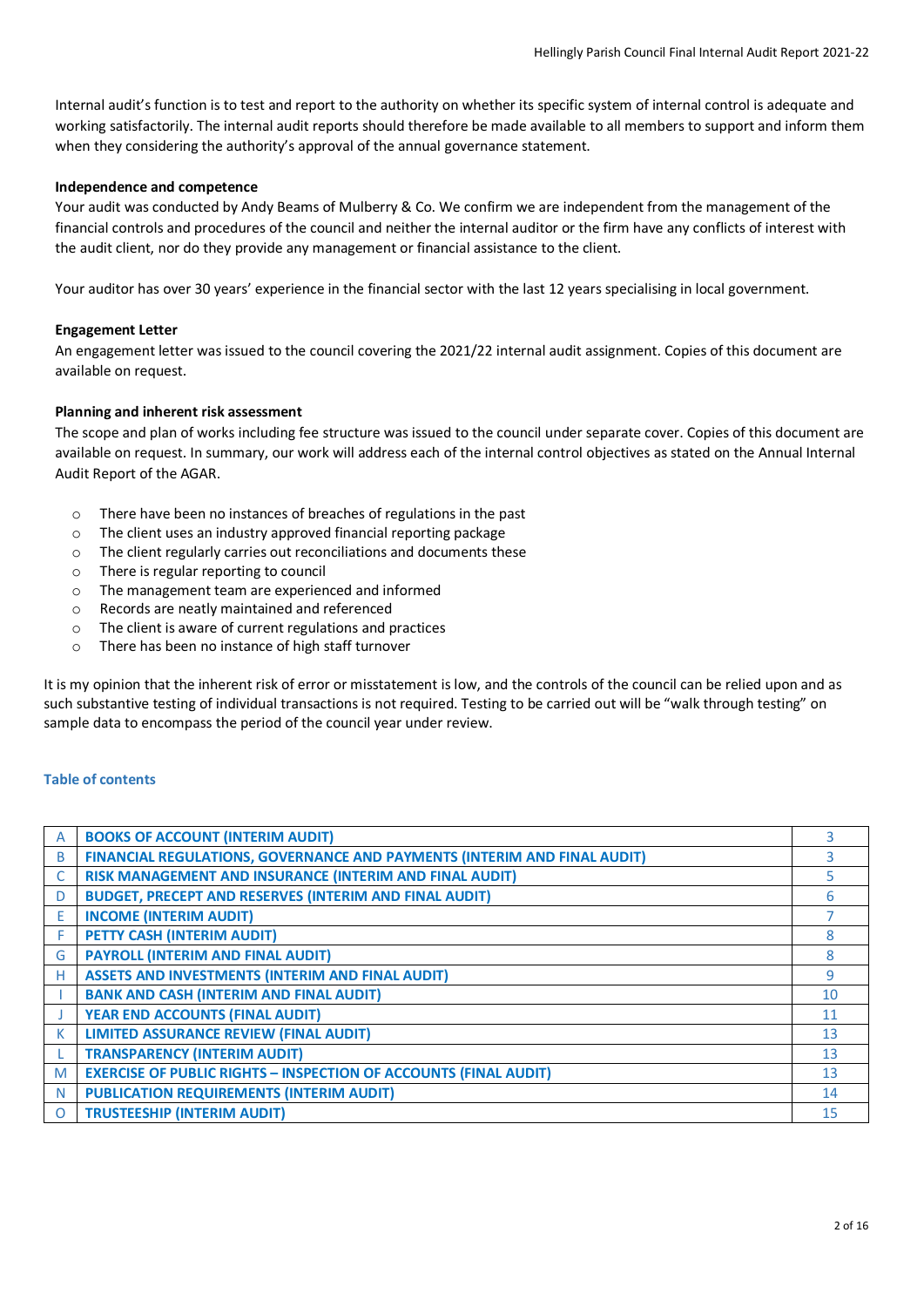Internal audit's function is to test and report to the authority on whether its specific system of internal control is adequate and working satisfactorily. The internal audit reports should therefore be made available to all members to support and inform them when they considering the authority's approval of the annual governance statement.

**Independence and competence**

Your audit was conducted by Andy Beams of Mulberry & Co. We confirm we are independent from the management of the financial controls and procedures of the council and neither the internal auditor or the firm have any conflicts of interest with the audit client, nor do they provide any management or financial assistance to the client.

Your auditor has over 30 years' experience in the financial sector with the last 12 years specialising in local government.

**Engagement Letter**

An engagement letter was issued to the council covering the 2021/22 internal audit assignment. Copies of this document are available on request.

**Planning and inherent risk assessment**

The scope and plan of works including fee structure was issued to the council under separate cover. Copies of this document are available on request. In summary, our work will address each of the internal control objectives as stated on the Annual Internal Audit Report of the AGAR.

- There have been no instances of breaches of regulations in the past
- The client uses an industry approved financial reporting package
- The client regularly carries out reconciliations and documents these
- There is regular reporting to council
- The management team are experienced and informed
- Records are neatly maintained and referenced
- The client is aware of current regulations and practices
- There has been no instance of high staff turnover

It is my opinion that the inherent risk of error or misstatement is low, and the controls of the council can be relied upon and as such substantive testing of individual transactions is not required. Testing to be carried out will be "walk through testing" on sample data to encompass the period of the council year under review.

**Table of contents**

| | | |
|---|---|---|
| A | BOOKS OF ACCOUNT (INTERIM AUDIT) | 3 |
| B | FINANCIAL REGULATIONS, GOVERNANCE AND PAYMENTS (INTERIM AND FINAL AUDIT) | 3 |
| C | RISK MANAGEMENT AND INSURANCE (INTERIM AND FINAL AUDIT) | 5 |
| D | BUDGET, PRECEPT AND RESERVES (INTERIM AND FINAL AUDIT) | 6 |
| E | INCOME (INTERIM AUDIT) | 7 |
| F | PETTY CASH (INTERIM AUDIT) | 8 |
| G | PAYROLL (INTERIM AND FINAL AUDIT) | 8 |
| H | ASSETS AND INVESTMENTS (INTERIM AND FINAL AUDIT) | 9 |
| I | BANK AND CASH (INTERIM AND FINAL AUDIT) | 10 |
| J | YEAR END ACCOUNTS (FINAL AUDIT) | 11 |
| K | LIMITED ASSURANCE REVIEW (FINAL AUDIT) | 13 |
| L | TRANSPARENCY (INTERIM AUDIT) | 13 |
| M | EXERCISE OF PUBLIC RIGHTS – INSPECTION OF ACCOUNTS (FINAL AUDIT) | 13 |
| N | PUBLICATION REQUIREMENTS (INTERIM AUDIT) | 14 |
| O | TRUSTEESHIP (INTERIM AUDIT) | 15 |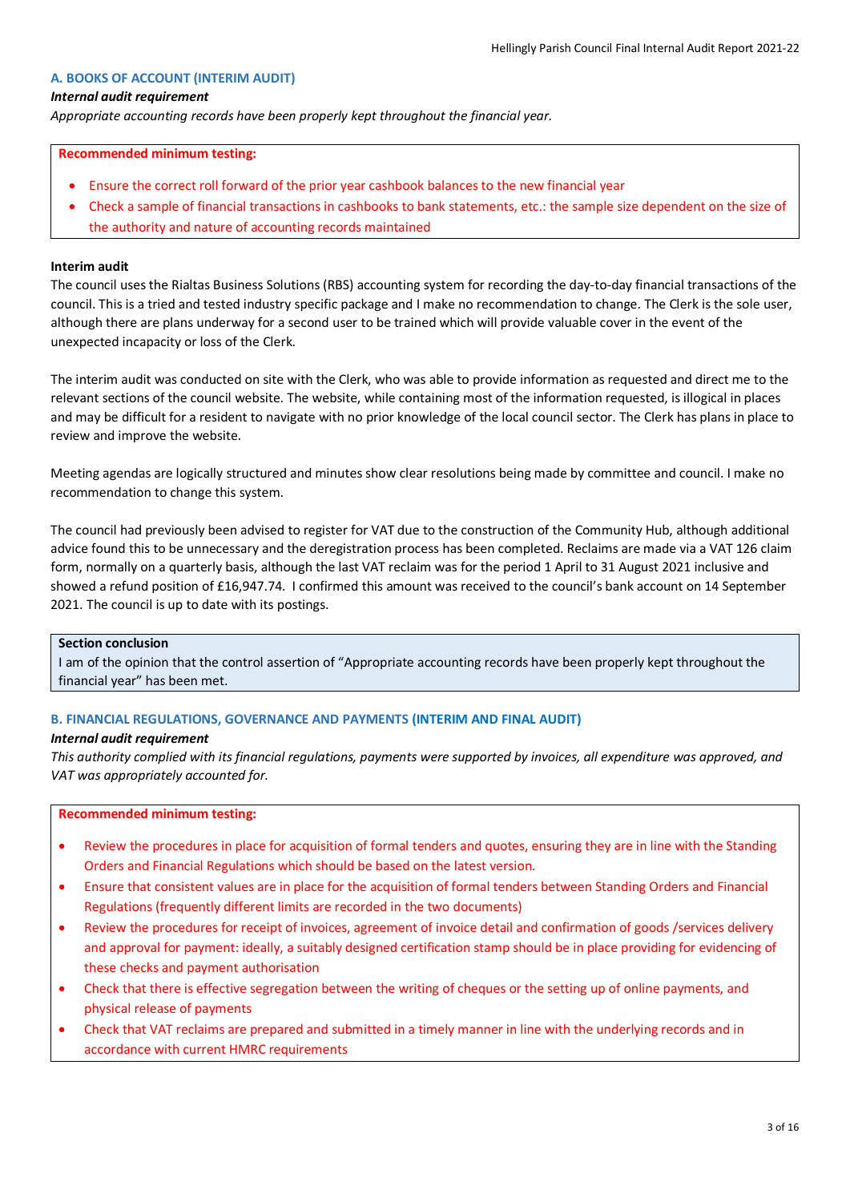## A. BOOKS OF ACCOUNT (INTERIM AUDIT)

***Internal audit requirement***

*Appropriate accounting records have been properly kept throughout the financial year.*

**Recommended minimum testing:**

- Ensure the correct roll forward of the prior year cashbook balances to the new financial year
- Check a sample of financial transactions in cashbooks to bank statements, etc.: the sample size dependent on the size of the authority and nature of accounting records maintained

**Interim audit**

The council uses the Rialtas Business Solutions (RBS) accounting system for recording the day-to-day financial transactions of the council. This is a tried and tested industry specific package and I make no recommendation to change. The Clerk is the sole user, although there are plans underway for a second user to be trained which will provide valuable cover in the event of the unexpected incapacity or loss of the Clerk.

The interim audit was conducted on site with the Clerk, who was able to provide information as requested and direct me to the relevant sections of the council website. The website, while containing most of the information requested, is illogical in places and may be difficult for a resident to navigate with no prior knowledge of the local council sector. The Clerk has plans in place to review and improve the website.

Meeting agendas are logically structured and minutes show clear resolutions being made by committee and council. I make no recommendation to change this system.

The council had previously been advised to register for VAT due to the construction of the Community Hub, although additional advice found this to be unnecessary and the deregistration process has been completed. Reclaims are made via a VAT 126 claim form, normally on a quarterly basis, although the last VAT reclaim was for the period 1 April to 31 August 2021 inclusive and showed a refund position of £16,947.74. I confirmed this amount was received to the council's bank account on 14 September 2021. The council is up to date with its postings.

**Section conclusion**

I am of the opinion that the control assertion of "Appropriate accounting records have been properly kept throughout the financial year" has been met.

## B. FINANCIAL REGULATIONS, GOVERNANCE AND PAYMENTS (INTERIM AND FINAL AUDIT)

***Internal audit requirement***

*This authority complied with its financial regulations, payments were supported by invoices, all expenditure was approved, and VAT was appropriately accounted for.*

**Recommended minimum testing:**

- Review the procedures in place for acquisition of formal tenders and quotes, ensuring they are in line with the Standing Orders and Financial Regulations which should be based on the latest version.
- Ensure that consistent values are in place for the acquisition of formal tenders between Standing Orders and Financial Regulations (frequently different limits are recorded in the two documents)
- Review the procedures for receipt of invoices, agreement of invoice detail and confirmation of goods /services delivery and approval for payment: ideally, a suitably designed certification stamp should be in place providing for evidencing of these checks and payment authorisation
- Check that there is effective segregation between the writing of cheques or the setting up of online payments, and physical release of payments
- Check that VAT reclaims are prepared and submitted in a timely manner in line with the underlying records and in accordance with current HMRC requirements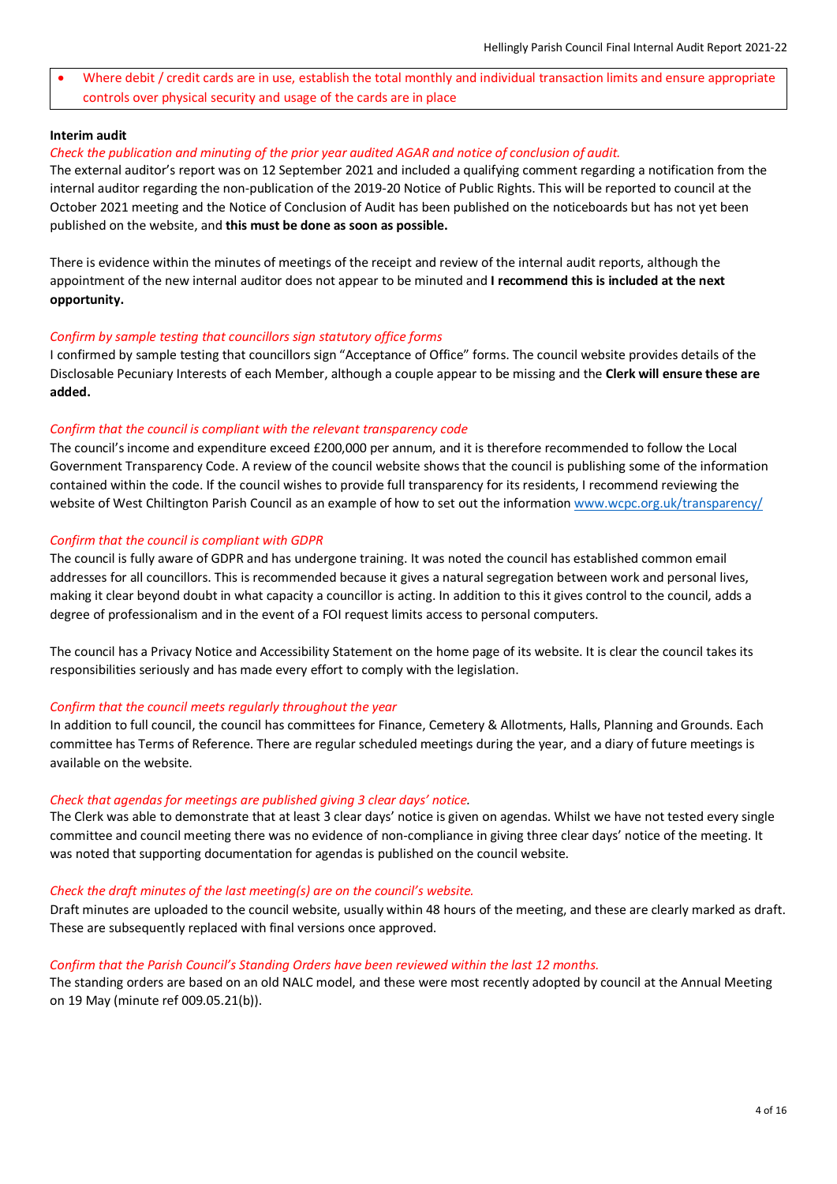- Where debit / credit cards are in use, establish the total monthly and individual transaction limits and ensure appropriate controls over physical security and usage of the cards are in place

**Interim audit**

*Check the publication and minuting of the prior year audited AGAR and notice of conclusion of audit.*

The external auditor's report was on 12 September 2021 and included a qualifying comment regarding a notification from the internal auditor regarding the non-publication of the 2019-20 Notice of Public Rights. This will be reported to council at the October 2021 meeting and the Notice of Conclusion of Audit has been published on the noticeboards but has not yet been published on the website, and **this must be done as soon as possible.**

There is evidence within the minutes of meetings of the receipt and review of the internal audit reports, although the appointment of the new internal auditor does not appear to be minuted and **I recommend this is included at the next opportunity.**

*Confirm by sample testing that councillors sign statutory office forms*

I confirmed by sample testing that councillors sign "Acceptance of Office" forms. The council website provides details of the Disclosable Pecuniary Interests of each Member, although a couple appear to be missing and the **Clerk will ensure these are added.**

*Confirm that the council is compliant with the relevant transparency code*

The council's income and expenditure exceed £200,000 per annum, and it is therefore recommended to follow the Local Government Transparency Code. A review of the council website shows that the council is publishing some of the information contained within the code. If the council wishes to provide full transparency for its residents, I recommend reviewing the website of West Chiltington Parish Council as an example of how to set out the information [www.wcpc.org.uk/transparency/](http://www.wcpc.org.uk/transparency/)

*Confirm that the council is compliant with GDPR*

The council is fully aware of GDPR and has undergone training. It was noted the council has established common email addresses for all councillors. This is recommended because it gives a natural segregation between work and personal lives, making it clear beyond doubt in what capacity a councillor is acting. In addition to this it gives control to the council, adds a degree of professionalism and in the event of a FOI request limits access to personal computers.

The council has a Privacy Notice and Accessibility Statement on the home page of its website. It is clear the council takes its responsibilities seriously and has made every effort to comply with the legislation.

*Confirm that the council meets regularly throughout the year*

In addition to full council, the council has committees for Finance, Cemetery & Allotments, Halls, Planning and Grounds. Each committee has Terms of Reference. There are regular scheduled meetings during the year, and a diary of future meetings is available on the website.

*Check that agendas for meetings are published giving 3 clear days' notice.*

The Clerk was able to demonstrate that at least 3 clear days' notice is given on agendas. Whilst we have not tested every single committee and council meeting there was no evidence of non-compliance in giving three clear days' notice of the meeting. It was noted that supporting documentation for agendas is published on the council website.

*Check the draft minutes of the last meeting(s) are on the council's website.*

Draft minutes are uploaded to the council website, usually within 48 hours of the meeting, and these are clearly marked as draft. These are subsequently replaced with final versions once approved.

*Confirm that the Parish Council's Standing Orders have been reviewed within the last 12 months.*

The standing orders are based on an old NALC model, and these were most recently adopted by council at the Annual Meeting on 19 May (minute ref 009.05.21(b)).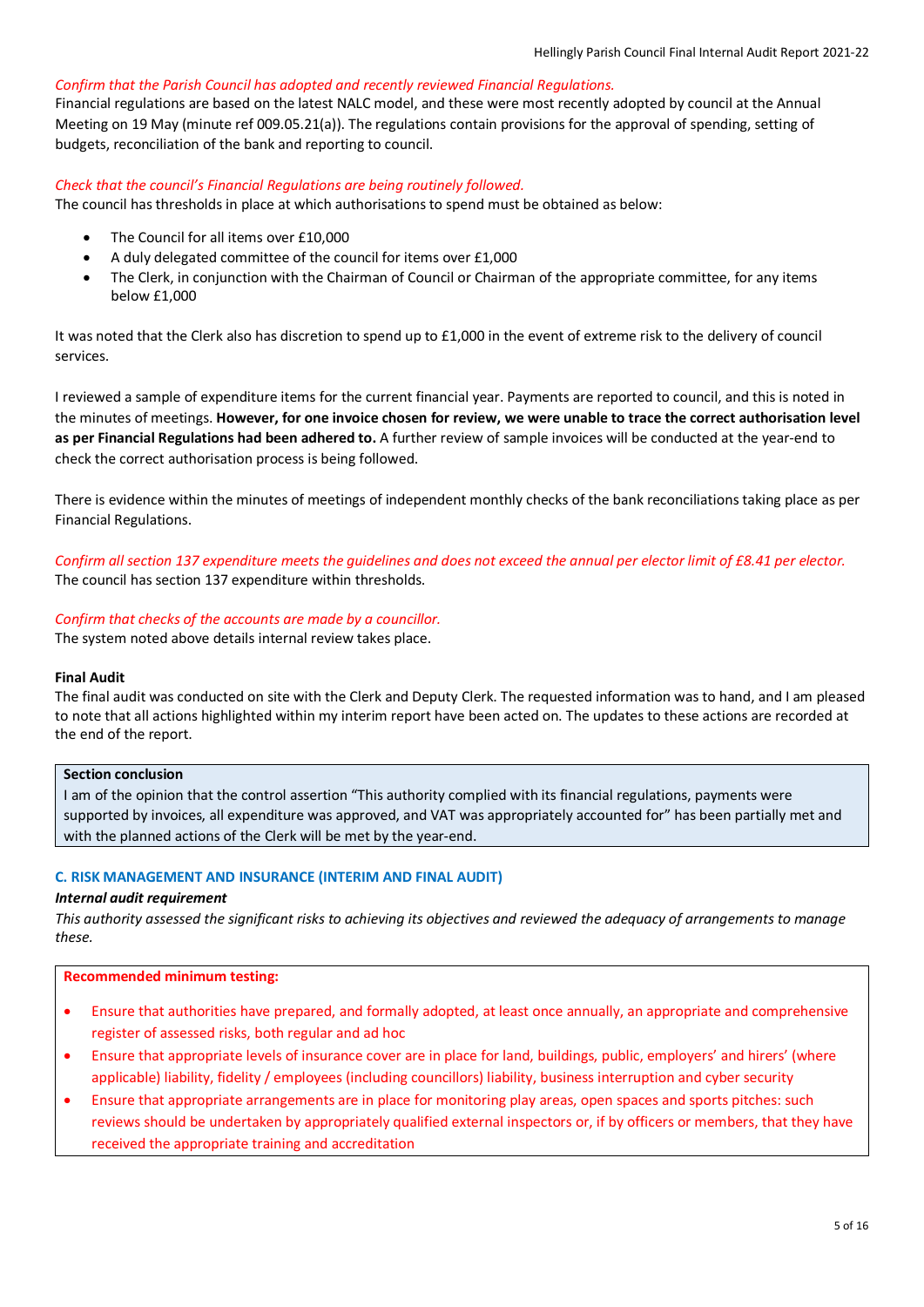*Confirm that the Parish Council has adopted and recently reviewed Financial Regulations.*

Financial regulations are based on the latest NALC model, and these were most recently adopted by council at the Annual Meeting on 19 May (minute ref 009.05.21(a)). The regulations contain provisions for the approval of spending, setting of budgets, reconciliation of the bank and reporting to council.

*Check that the council's Financial Regulations are being routinely followed.*

The council has thresholds in place at which authorisations to spend must be obtained as below:

- The Council for all items over £10,000
- A duly delegated committee of the council for items over £1,000
- The Clerk, in conjunction with the Chairman of Council or Chairman of the appropriate committee, for any items below £1,000

It was noted that the Clerk also has discretion to spend up to £1,000 in the event of extreme risk to the delivery of council services.

I reviewed a sample of expenditure items for the current financial year. Payments are reported to council, and this is noted in the minutes of meetings. **However, for one invoice chosen for review, we were unable to trace the correct authorisation level as per Financial Regulations had been adhered to.** A further review of sample invoices will be conducted at the year-end to check the correct authorisation process is being followed.

There is evidence within the minutes of meetings of independent monthly checks of the bank reconciliations taking place as per Financial Regulations.

*Confirm all section 137 expenditure meets the guidelines and does not exceed the annual per elector limit of £8.41 per elector.*

The council has section 137 expenditure within thresholds.

*Confirm that checks of the accounts are made by a councillor.*

The system noted above details internal review takes place.

**Final Audit**

The final audit was conducted on site with the Clerk and Deputy Clerk. The requested information was to hand, and I am pleased to note that all actions highlighted within my interim report have been acted on. The updates to these actions are recorded at the end of the report.

**Section conclusion**

I am of the opinion that the control assertion "This authority complied with its financial regulations, payments were supported by invoices, all expenditure was approved, and VAT was appropriately accounted for" has been partially met and with the planned actions of the Clerk will be met by the year-end.

### C. RISK MANAGEMENT AND INSURANCE (INTERIM AND FINAL AUDIT)

***Internal audit requirement***

*This authority assessed the significant risks to achieving its objectives and reviewed the adequacy of arrangements to manage these.*

**Recommended minimum testing:**

- Ensure that authorities have prepared, and formally adopted, at least once annually, an appropriate and comprehensive register of assessed risks, both regular and ad hoc
- Ensure that appropriate levels of insurance cover are in place for land, buildings, public, employers' and hirers' (where applicable) liability, fidelity / employees (including councillors) liability, business interruption and cyber security
- Ensure that appropriate arrangements are in place for monitoring play areas, open spaces and sports pitches: such reviews should be undertaken by appropriately qualified external inspectors or, if by officers or members, that they have received the appropriate training and accreditation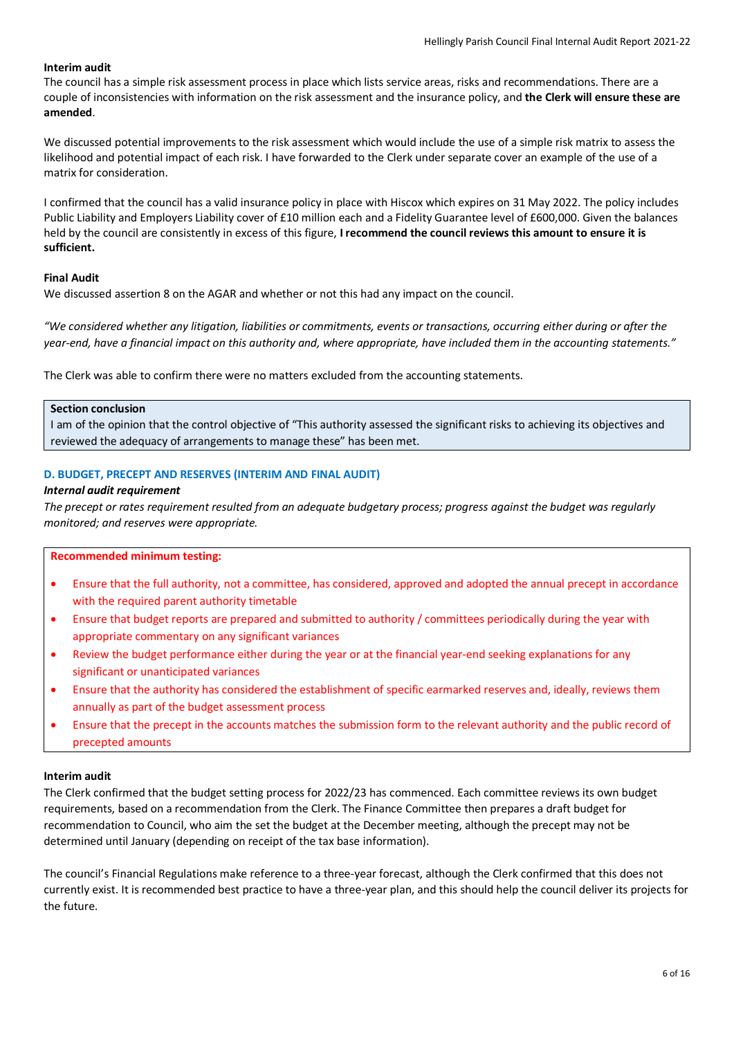**Interim audit**

The council has a simple risk assessment process in place which lists service areas, risks and recommendations. There are a couple of inconsistencies with information on the risk assessment and the insurance policy, and **the Clerk will ensure these are amended**.

We discussed potential improvements to the risk assessment which would include the use of a simple risk matrix to assess the likelihood and potential impact of each risk. I have forwarded to the Clerk under separate cover an example of the use of a matrix for consideration.

I confirmed that the council has a valid insurance policy in place with Hiscox which expires on 31 May 2022. The policy includes Public Liability and Employers Liability cover of £10 million each and a Fidelity Guarantee level of £600,000. Given the balances held by the council are consistently in excess of this figure, **I recommend the council reviews this amount to ensure it is sufficient.**

**Final Audit**

We discussed assertion 8 on the AGAR and whether or not this had any impact on the council.

*"We considered whether any litigation, liabilities or commitments, events or transactions, occurring either during or after the year-end, have a financial impact on this authority and, where appropriate, have included them in the accounting statements."*

The Clerk was able to confirm there were no matters excluded from the accounting statements.

> **Section conclusion**
> I am of the opinion that the control objective of "This authority assessed the significant risks to achieving its objectives and reviewed the adequacy of arrangements to manage these" has been met.

### D. BUDGET, PRECEPT AND RESERVES (INTERIM AND FINAL AUDIT)

***Internal audit requirement***

*The precept or rates requirement resulted from an adequate budgetary process; progress against the budget was regularly monitored; and reserves were appropriate.*

**Recommended minimum testing:**

- Ensure that the full authority, not a committee, has considered, approved and adopted the annual precept in accordance with the required parent authority timetable
- Ensure that budget reports are prepared and submitted to authority / committees periodically during the year with appropriate commentary on any significant variances
- Review the budget performance either during the year or at the financial year-end seeking explanations for any significant or unanticipated variances
- Ensure that the authority has considered the establishment of specific earmarked reserves and, ideally, reviews them annually as part of the budget assessment process
- Ensure that the precept in the accounts matches the submission form to the relevant authority and the public record of precepted amounts

**Interim audit**

The Clerk confirmed that the budget setting process for 2022/23 has commenced. Each committee reviews its own budget requirements, based on a recommendation from the Clerk. The Finance Committee then prepares a draft budget for recommendation to Council, who aim the set the budget at the December meeting, although the precept may not be determined until January (depending on receipt of the tax base information).

The council's Financial Regulations make reference to a three-year forecast, although the Clerk confirmed that this does not currently exist. It is recommended best practice to have a three-year plan, and this should help the council deliver its projects for the future.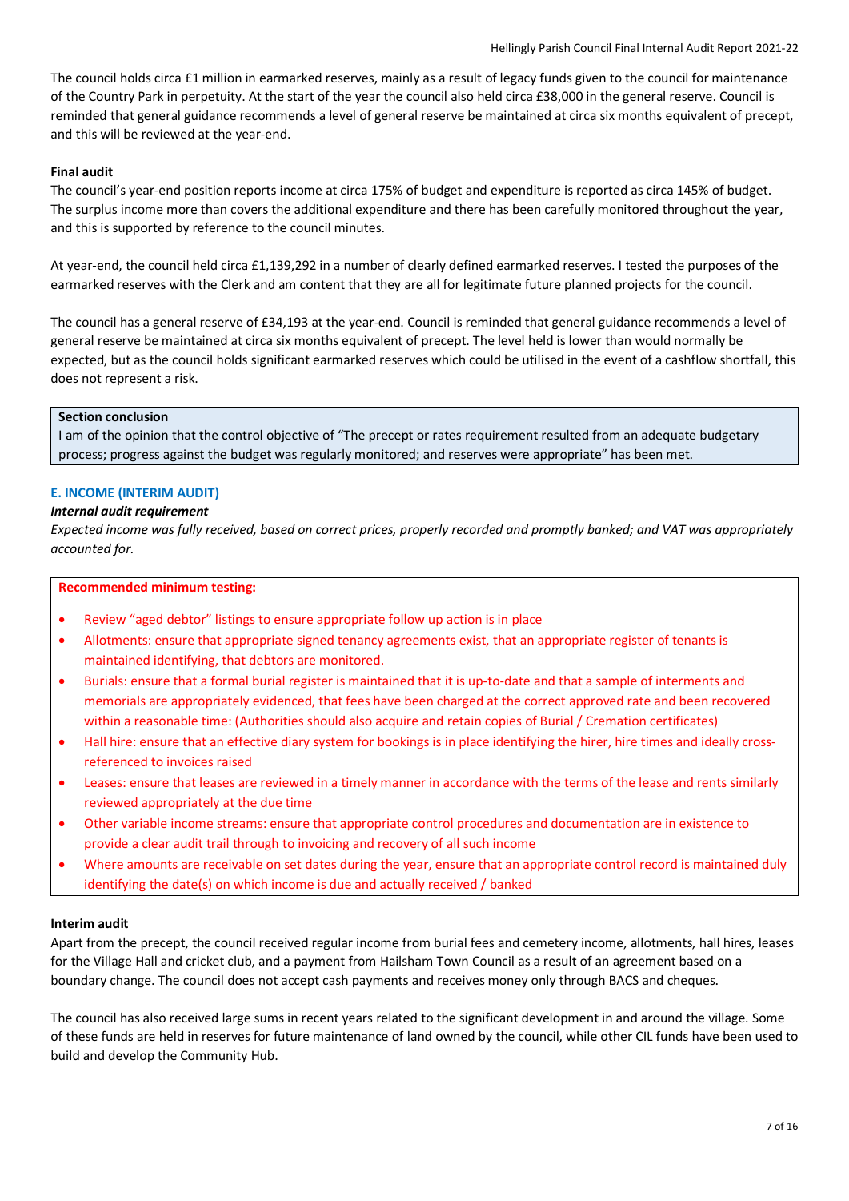The council holds circa £1 million in earmarked reserves, mainly as a result of legacy funds given to the council for maintenance of the Country Park in perpetuity. At the start of the year the council also held circa £38,000 in the general reserve. Council is reminded that general guidance recommends a level of general reserve be maintained at circa six months equivalent of precept, and this will be reviewed at the year-end.

**Final audit**

The council's year-end position reports income at circa 175% of budget and expenditure is reported as circa 145% of budget. The surplus income more than covers the additional expenditure and there has been carefully monitored throughout the year, and this is supported by reference to the council minutes.

At year-end, the council held circa £1,139,292 in a number of clearly defined earmarked reserves. I tested the purposes of the earmarked reserves with the Clerk and am content that they are all for legitimate future planned projects for the council.

The council has a general reserve of £34,193 at the year-end. Council is reminded that general guidance recommends a level of general reserve be maintained at circa six months equivalent of precept. The level held is lower than would normally be expected, but as the council holds significant earmarked reserves which could be utilised in the event of a cashflow shortfall, this does not represent a risk.

**Section conclusion**

I am of the opinion that the control objective of "The precept or rates requirement resulted from an adequate budgetary process; progress against the budget was regularly monitored; and reserves were appropriate" has been met.

### E. INCOME (INTERIM AUDIT)

***Internal audit requirement***

*Expected income was fully received, based on correct prices, properly recorded and promptly banked; and VAT was appropriately accounted for.*

**Recommended minimum testing:**

- Review "aged debtor" listings to ensure appropriate follow up action is in place
- Allotments: ensure that appropriate signed tenancy agreements exist, that an appropriate register of tenants is maintained identifying, that debtors are monitored.
- Burials: ensure that a formal burial register is maintained that it is up-to-date and that a sample of interments and memorials are appropriately evidenced, that fees have been charged at the correct approved rate and been recovered within a reasonable time: (Authorities should also acquire and retain copies of Burial / Cremation certificates)
- Hall hire: ensure that an effective diary system for bookings is in place identifying the hirer, hire times and ideally cross-referenced to invoices raised
- Leases: ensure that leases are reviewed in a timely manner in accordance with the terms of the lease and rents similarly reviewed appropriately at the due time
- Other variable income streams: ensure that appropriate control procedures and documentation are in existence to provide a clear audit trail through to invoicing and recovery of all such income
- Where amounts are receivable on set dates during the year, ensure that an appropriate control record is maintained duly identifying the date(s) on which income is due and actually received / banked

**Interim audit**

Apart from the precept, the council received regular income from burial fees and cemetery income, allotments, hall hires, leases for the Village Hall and cricket club, and a payment from Hailsham Town Council as a result of an agreement based on a boundary change. The council does not accept cash payments and receives money only through BACS and cheques.

The council has also received large sums in recent years related to the significant development in and around the village. Some of these funds are held in reserves for future maintenance of land owned by the council, while other CIL funds have been used to build and develop the Community Hub.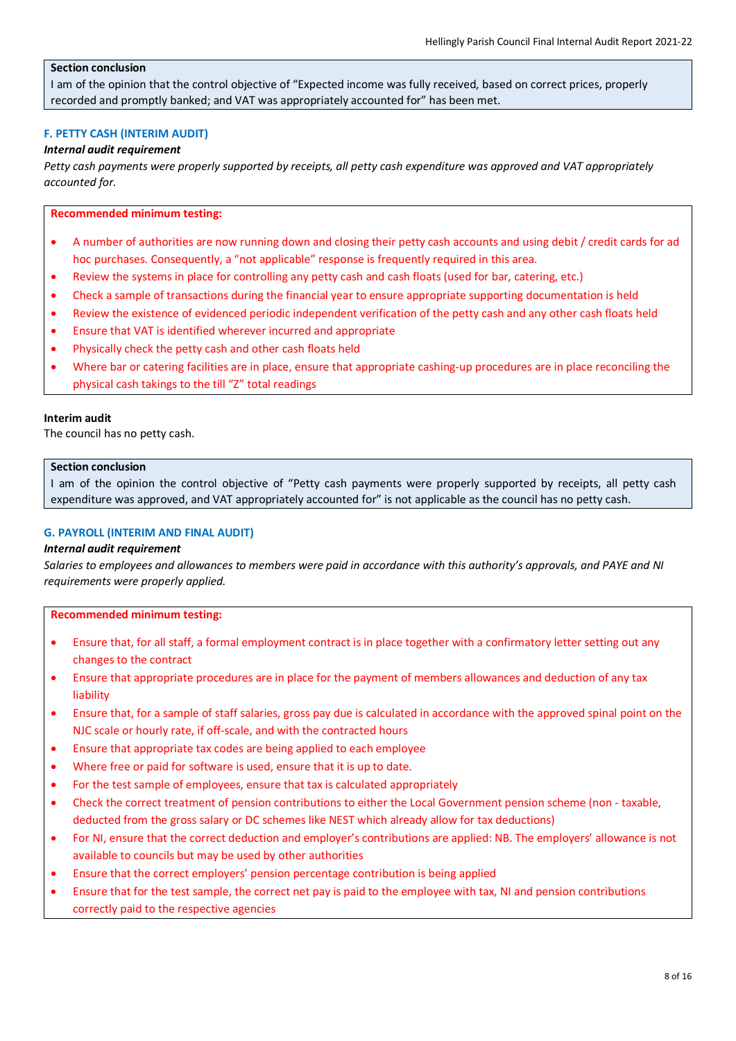**Section conclusion**

I am of the opinion that the control objective of "Expected income was fully received, based on correct prices, properly recorded and promptly banked; and VAT was appropriately accounted for" has been met.

### F. PETTY CASH (INTERIM AUDIT)

***Internal audit requirement***

*Petty cash payments were properly supported by receipts, all petty cash expenditure was approved and VAT appropriately accounted for.*

**Recommended minimum testing:**

- A number of authorities are now running down and closing their petty cash accounts and using debit / credit cards for ad hoc purchases. Consequently, a "not applicable" response is frequently required in this area.
- Review the systems in place for controlling any petty cash and cash floats (used for bar, catering, etc.)
- Check a sample of transactions during the financial year to ensure appropriate supporting documentation is held
- Review the existence of evidenced periodic independent verification of the petty cash and any other cash floats held
- Ensure that VAT is identified wherever incurred and appropriate
- Physically check the petty cash and other cash floats held
- Where bar or catering facilities are in place, ensure that appropriate cashing-up procedures are in place reconciling the physical cash takings to the till "Z" total readings

**Interim audit**

The council has no petty cash.

**Section conclusion**

I am of the opinion the control objective of "Petty cash payments were properly supported by receipts, all petty cash expenditure was approved, and VAT appropriately accounted for" is not applicable as the council has no petty cash.

### G. PAYROLL (INTERIM AND FINAL AUDIT)

***Internal audit requirement***

*Salaries to employees and allowances to members were paid in accordance with this authority's approvals, and PAYE and NI requirements were properly applied.*

**Recommended minimum testing:**

- Ensure that, for all staff, a formal employment contract is in place together with a confirmatory letter setting out any changes to the contract
- Ensure that appropriate procedures are in place for the payment of members allowances and deduction of any tax liability
- Ensure that, for a sample of staff salaries, gross pay due is calculated in accordance with the approved spinal point on the NJC scale or hourly rate, if off-scale, and with the contracted hours
- Ensure that appropriate tax codes are being applied to each employee
- Where free or paid for software is used, ensure that it is up to date.
- For the test sample of employees, ensure that tax is calculated appropriately
- Check the correct treatment of pension contributions to either the Local Government pension scheme (non - taxable, deducted from the gross salary or DC schemes like NEST which already allow for tax deductions)
- For NI, ensure that the correct deduction and employer's contributions are applied: NB. The employers' allowance is not available to councils but may be used by other authorities
- Ensure that the correct employers' pension percentage contribution is being applied
- Ensure that for the test sample, the correct net pay is paid to the employee with tax, NI and pension contributions correctly paid to the respective agencies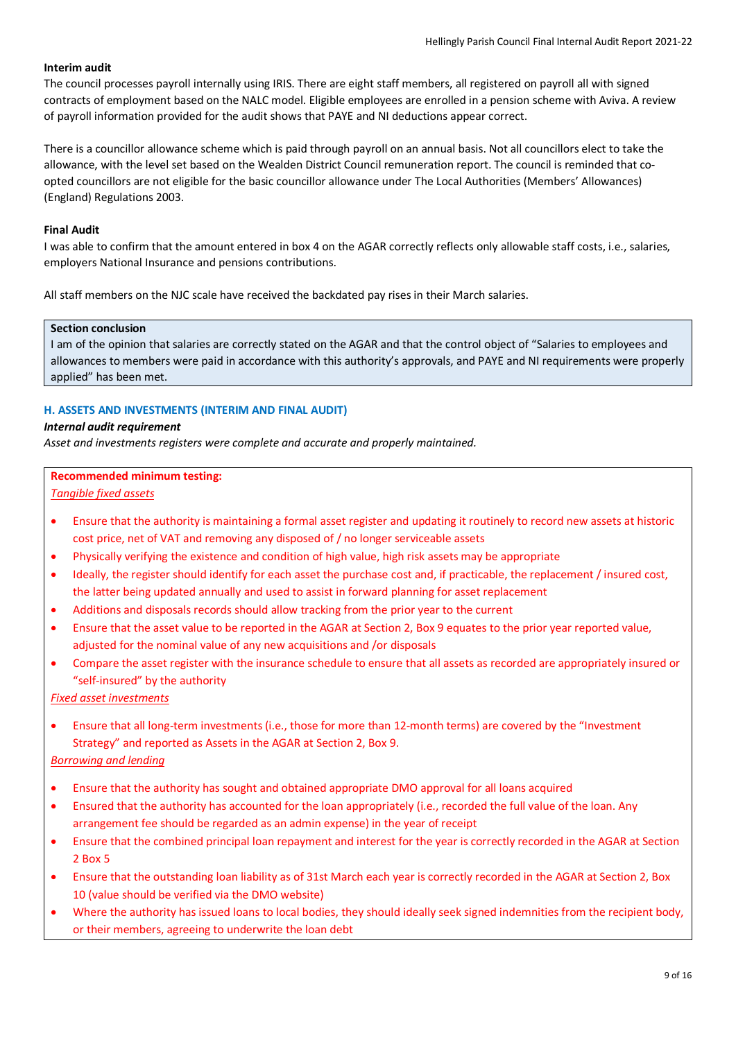**Interim audit**

The council processes payroll internally using IRIS. There are eight staff members, all registered on payroll all with signed contracts of employment based on the NALC model. Eligible employees are enrolled in a pension scheme with Aviva. A review of payroll information provided for the audit shows that PAYE and NI deductions appear correct.

There is a councillor allowance scheme which is paid through payroll on an annual basis. Not all councillors elect to take the allowance, with the level set based on the Wealden District Council remuneration report. The council is reminded that co-opted councillors are not eligible for the basic councillor allowance under The Local Authorities (Members' Allowances) (England) Regulations 2003.

**Final Audit**

I was able to confirm that the amount entered in box 4 on the AGAR correctly reflects only allowable staff costs, i.e., salaries, employers National Insurance and pensions contributions.

All staff members on the NJC scale have received the backdated pay rises in their March salaries.

**Section conclusion**

I am of the opinion that salaries are correctly stated on the AGAR and that the control object of "Salaries to employees and allowances to members were paid in accordance with this authority's approvals, and PAYE and NI requirements were properly applied" has been met.

### H. ASSETS AND INVESTMENTS (INTERIM AND FINAL AUDIT)

***Internal audit requirement***

*Asset and investments registers were complete and accurate and properly maintained.*

**Recommended minimum testing:**

*Tangible fixed assets*

- Ensure that the authority is maintaining a formal asset register and updating it routinely to record new assets at historic cost price, net of VAT and removing any disposed of / no longer serviceable assets
- Physically verifying the existence and condition of high value, high risk assets may be appropriate
- Ideally, the register should identify for each asset the purchase cost and, if practicable, the replacement / insured cost, the latter being updated annually and used to assist in forward planning for asset replacement
- Additions and disposals records should allow tracking from the prior year to the current
- Ensure that the asset value to be reported in the AGAR at Section 2, Box 9 equates to the prior year reported value, adjusted for the nominal value of any new acquisitions and /or disposals
- Compare the asset register with the insurance schedule to ensure that all assets as recorded are appropriately insured or "self-insured" by the authority

*Fixed asset investments*

- Ensure that all long-term investments (i.e., those for more than 12-month terms) are covered by the "Investment Strategy" and reported as Assets in the AGAR at Section 2, Box 9.

*Borrowing and lending*

- Ensure that the authority has sought and obtained appropriate DMO approval for all loans acquired
- Ensured that the authority has accounted for the loan appropriately (i.e., recorded the full value of the loan. Any arrangement fee should be regarded as an admin expense) in the year of receipt
- Ensure that the combined principal loan repayment and interest for the year is correctly recorded in the AGAR at Section 2 Box 5
- Ensure that the outstanding loan liability as of 31st March each year is correctly recorded in the AGAR at Section 2, Box 10 (value should be verified via the DMO website)
- Where the authority has issued loans to local bodies, they should ideally seek signed indemnities from the recipient body, or their members, agreeing to underwrite the loan debt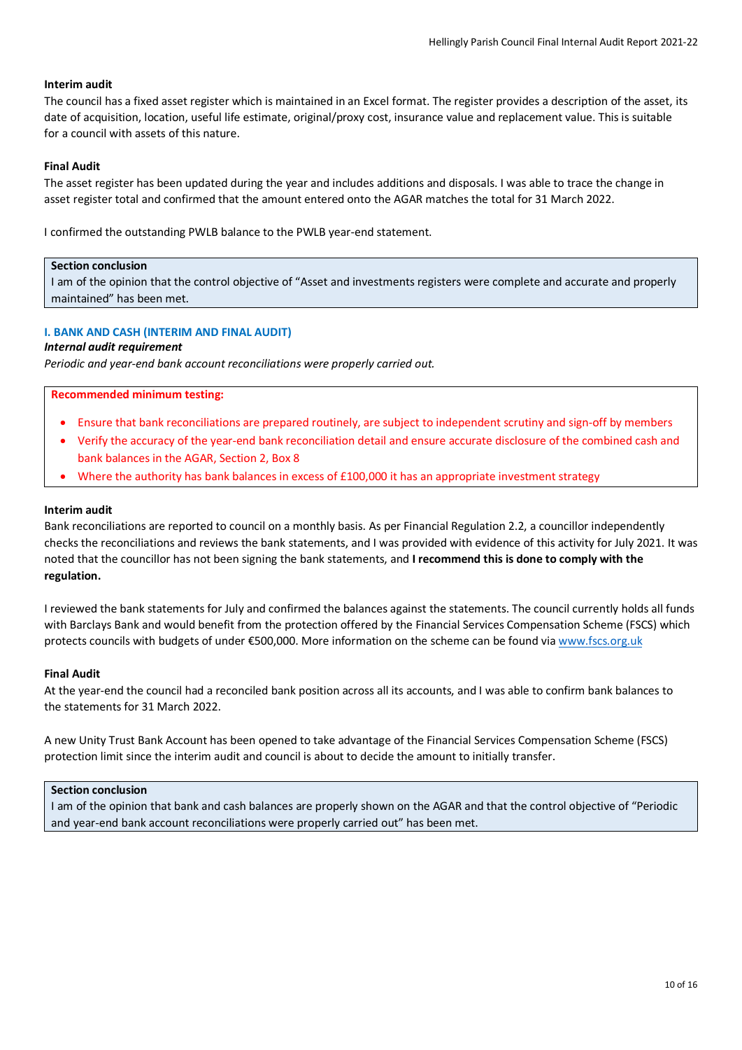**Interim audit**

The council has a fixed asset register which is maintained in an Excel format. The register provides a description of the asset, its date of acquisition, location, useful life estimate, original/proxy cost, insurance value and replacement value. This is suitable for a council with assets of this nature.

**Final Audit**

The asset register has been updated during the year and includes additions and disposals. I was able to trace the change in asset register total and confirmed that the amount entered onto the AGAR matches the total for 31 March 2022.

I confirmed the outstanding PWLB balance to the PWLB year-end statement.

> **Section conclusion**
> I am of the opinion that the control objective of "Asset and investments registers were complete and accurate and properly maintained" has been met.

## I. BANK AND CASH (INTERIM AND FINAL AUDIT)

***Internal audit requirement***

*Periodic and year-end bank account reconciliations were properly carried out.*

> **Recommended minimum testing:**
>
> - Ensure that bank reconciliations are prepared routinely, are subject to independent scrutiny and sign-off by members
> - Verify the accuracy of the year-end bank reconciliation detail and ensure accurate disclosure of the combined cash and bank balances in the AGAR, Section 2, Box 8
> - Where the authority has bank balances in excess of £100,000 it has an appropriate investment strategy

**Interim audit**

Bank reconciliations are reported to council on a monthly basis. As per Financial Regulation 2.2, a councillor independently checks the reconciliations and reviews the bank statements, and I was provided with evidence of this activity for July 2021. It was noted that the councillor has not been signing the bank statements, and **I recommend this is done to comply with the regulation.**

I reviewed the bank statements for July and confirmed the balances against the statements. The council currently holds all funds with Barclays Bank and would benefit from the protection offered by the Financial Services Compensation Scheme (FSCS) which protects councils with budgets of under €500,000. More information on the scheme can be found via [www.fscs.org.uk](www.fscs.org.uk)

**Final Audit**

At the year-end the council had a reconciled bank position across all its accounts, and I was able to confirm bank balances to the statements for 31 March 2022.

A new Unity Trust Bank Account has been opened to take advantage of the Financial Services Compensation Scheme (FSCS) protection limit since the interim audit and council is about to decide the amount to initially transfer.

> **Section conclusion**
> I am of the opinion that bank and cash balances are properly shown on the AGAR and that the control objective of "Periodic and year-end bank account reconciliations were properly carried out" has been met.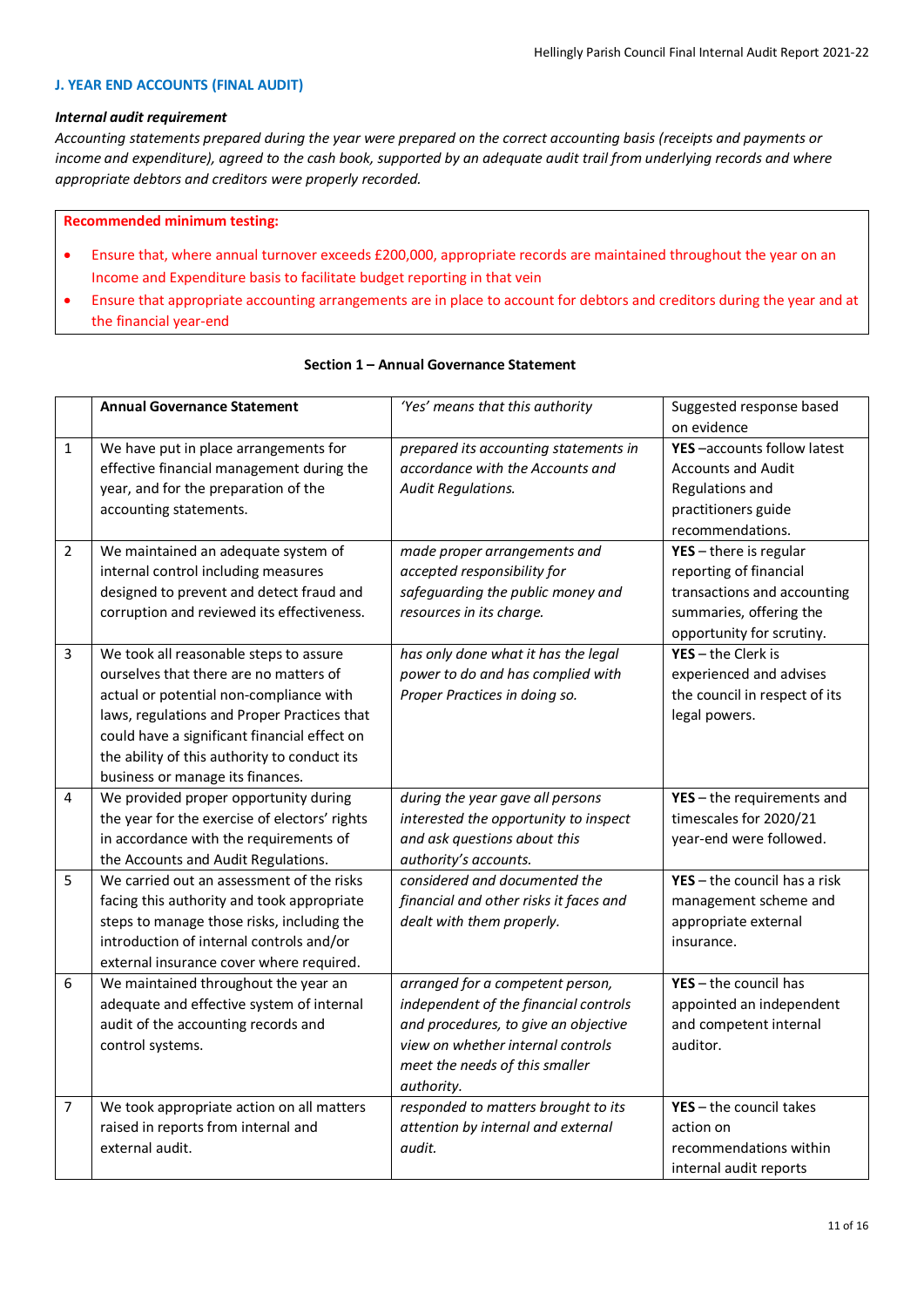### J. YEAR END ACCOUNTS (FINAL AUDIT)

***Internal audit requirement***

*Accounting statements prepared during the year were prepared on the correct accounting basis (receipts and payments or income and expenditure), agreed to the cash book, supported by an adequate audit trail from underlying records and where appropriate debtors and creditors were properly recorded.*

**Recommended minimum testing:**

- Ensure that, where annual turnover exceeds £200,000, appropriate records are maintained throughout the year on an Income and Expenditure basis to facilitate budget reporting in that vein
- Ensure that appropriate accounting arrangements are in place to account for debtors and creditors during the year and at the financial year-end

**Section 1 – Annual Governance Statement**

| | **Annual Governance Statement** | *'Yes' means that this authority* | Suggested response based on evidence |
|---|---|---|---|
| 1 | We have put in place arrangements for effective financial management during the year, and for the preparation of the accounting statements. | *prepared its accounting statements in accordance with the Accounts and Audit Regulations.* | **YES** –accounts follow latest Accounts and Audit Regulations and practitioners guide recommendations. |
| 2 | We maintained an adequate system of internal control including measures designed to prevent and detect fraud and corruption and reviewed its effectiveness. | *made proper arrangements and accepted responsibility for safeguarding the public money and resources in its charge.* | **YES** – there is regular reporting of financial transactions and accounting summaries, offering the opportunity for scrutiny. |
| 3 | We took all reasonable steps to assure ourselves that there are no matters of actual or potential non-compliance with laws, regulations and Proper Practices that could have a significant financial effect on the ability of this authority to conduct its business or manage its finances. | *has only done what it has the legal power to do and has complied with Proper Practices in doing so.* | **YES** – the Clerk is experienced and advises the council in respect of its legal powers. |
| 4 | We provided proper opportunity during the year for the exercise of electors' rights in accordance with the requirements of the Accounts and Audit Regulations. | *during the year gave all persons interested the opportunity to inspect and ask questions about this authority's accounts.* | **YES** – the requirements and timescales for 2020/21 year-end were followed. |
| 5 | We carried out an assessment of the risks facing this authority and took appropriate steps to manage those risks, including the introduction of internal controls and/or external insurance cover where required. | *considered and documented the financial and other risks it faces and dealt with them properly.* | **YES** – the council has a risk management scheme and appropriate external insurance. |
| 6 | We maintained throughout the year an adequate and effective system of internal audit of the accounting records and control systems. | *arranged for a competent person, independent of the financial controls and procedures, to give an objective view on whether internal controls meet the needs of this smaller authority.* | **YES** – the council has appointed an independent and competent internal auditor. |
| 7 | We took appropriate action on all matters raised in reports from internal and external audit. | *responded to matters brought to its attention by internal and external audit.* | **YES** – the council takes action on recommendations within internal audit reports |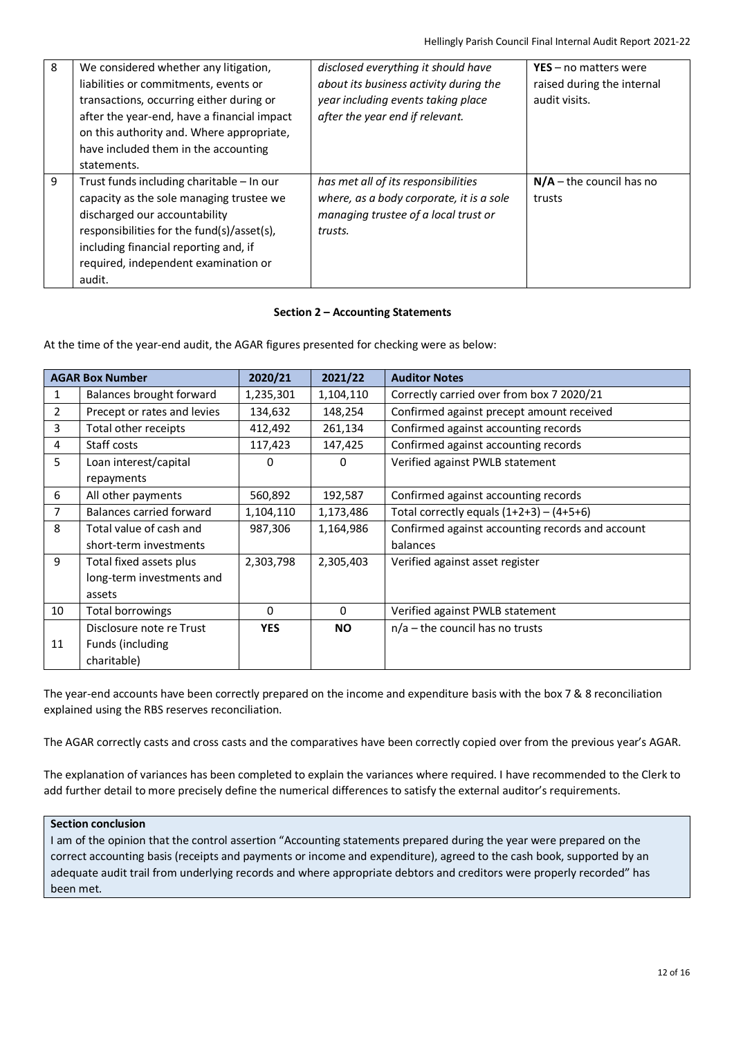| 8 | We considered whether any litigation, liabilities or commitments, events or transactions, occurring either during or after the year-end, have a financial impact on this authority and. Where appropriate, have included them in the accounting statements. | *disclosed everything it should have about its business activity during the year including events taking place after the year end if relevant.* | **YES** – no matters were raised during the internal audit visits. |
|---|---|---|---|
| 9 | Trust funds including charitable – In our capacity as the sole managing trustee we discharged our accountability responsibilities for the fund(s)/asset(s), including financial reporting and, if required, independent examination or audit. | *has met all of its responsibilities where, as a body corporate, it is a sole managing trustee of a local trust or trusts.* | **N/A** – the council has no trusts |

**Section 2 – Accounting Statements**

At the time of the year-end audit, the AGAR figures presented for checking were as below:

| AGAR Box Number | | 2020/21 | 2021/22 | Auditor Notes |
|---|---|---|---|---|
| 1 | Balances brought forward | 1,235,301 | 1,104,110 | Correctly carried over from box 7 2020/21 |
| 2 | Precept or rates and levies | 134,632 | 148,254 | Confirmed against precept amount received |
| 3 | Total other receipts | 412,492 | 261,134 | Confirmed against accounting records |
| 4 | Staff costs | 117,423 | 147,425 | Confirmed against accounting records |
| 5 | Loan interest/capital repayments | 0 | 0 | Verified against PWLB statement |
| 6 | All other payments | 560,892 | 192,587 | Confirmed against accounting records |
| 7 | Balances carried forward | 1,104,110 | 1,173,486 | Total correctly equals (1+2+3) – (4+5+6) |
| 8 | Total value of cash and short-term investments | 987,306 | 1,164,986 | Confirmed against accounting records and account balances |
| 9 | Total fixed assets plus long-term investments and assets | 2,303,798 | 2,305,403 | Verified against asset register |
| 10 | Total borrowings | 0 | 0 | Verified against PWLB statement |
| 11 | Disclosure note re Trust Funds (including charitable) | **YES** | **NO** | n/a – the council has no trusts |

The year-end accounts have been correctly prepared on the income and expenditure basis with the box 7 & 8 reconciliation explained using the RBS reserves reconciliation.

The AGAR correctly casts and cross casts and the comparatives have been correctly copied over from the previous year's AGAR.

The explanation of variances has been completed to explain the variances where required. I have recommended to the Clerk to add further detail to more precisely define the numerical differences to satisfy the external auditor's requirements.

**Section conclusion**

I am of the opinion that the control assertion "Accounting statements prepared during the year were prepared on the correct accounting basis (receipts and payments or income and expenditure), agreed to the cash book, supported by an adequate audit trail from underlying records and where appropriate debtors and creditors were properly recorded" has been met.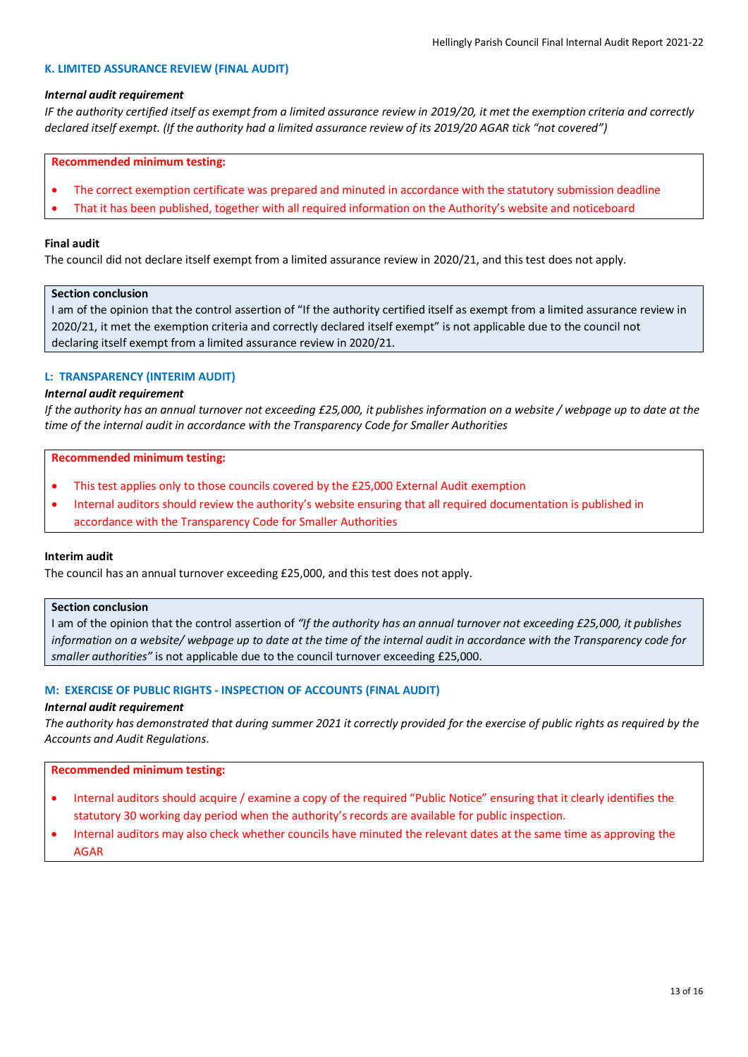### K. LIMITED ASSURANCE REVIEW (FINAL AUDIT)

***Internal audit requirement***

*IF the authority certified itself as exempt from a limited assurance review in 2019/20, it met the exemption criteria and correctly declared itself exempt. (If the authority had a limited assurance review of its 2019/20 AGAR tick "not covered")*

**Recommended minimum testing:**

- The correct exemption certificate was prepared and minuted in accordance with the statutory submission deadline
- That it has been published, together with all required information on the Authority's website and noticeboard

**Final audit**

The council did not declare itself exempt from a limited assurance review in 2020/21, and this test does not apply.

**Section conclusion**

I am of the opinion that the control assertion of "If the authority certified itself as exempt from a limited assurance review in 2020/21, it met the exemption criteria and correctly declared itself exempt" is not applicable due to the council not declaring itself exempt from a limited assurance review in 2020/21.

### L: TRANSPARENCY (INTERIM AUDIT)

***Internal audit requirement***

*If the authority has an annual turnover not exceeding £25,000, it publishes information on a website / webpage up to date at the time of the internal audit in accordance with the Transparency Code for Smaller Authorities*

**Recommended minimum testing:**

- This test applies only to those councils covered by the £25,000 External Audit exemption
- Internal auditors should review the authority's website ensuring that all required documentation is published in accordance with the Transparency Code for Smaller Authorities

**Interim audit**

The council has an annual turnover exceeding £25,000, and this test does not apply.

**Section conclusion**

I am of the opinion that the control assertion of *"If the authority has an annual turnover not exceeding £25,000, it publishes information on a website/ webpage up to date at the time of the internal audit in accordance with the Transparency code for smaller authorities"* is not applicable due to the council turnover exceeding £25,000.

### M: EXERCISE OF PUBLIC RIGHTS - INSPECTION OF ACCOUNTS (FINAL AUDIT)

***Internal audit requirement***

*The authority has demonstrated that during summer 2021 it correctly provided for the exercise of public rights as required by the Accounts and Audit Regulations*.

**Recommended minimum testing:**

- Internal auditors should acquire / examine a copy of the required "Public Notice" ensuring that it clearly identifies the statutory 30 working day period when the authority's records are available for public inspection.
- Internal auditors may also check whether councils have minuted the relevant dates at the same time as approving the AGAR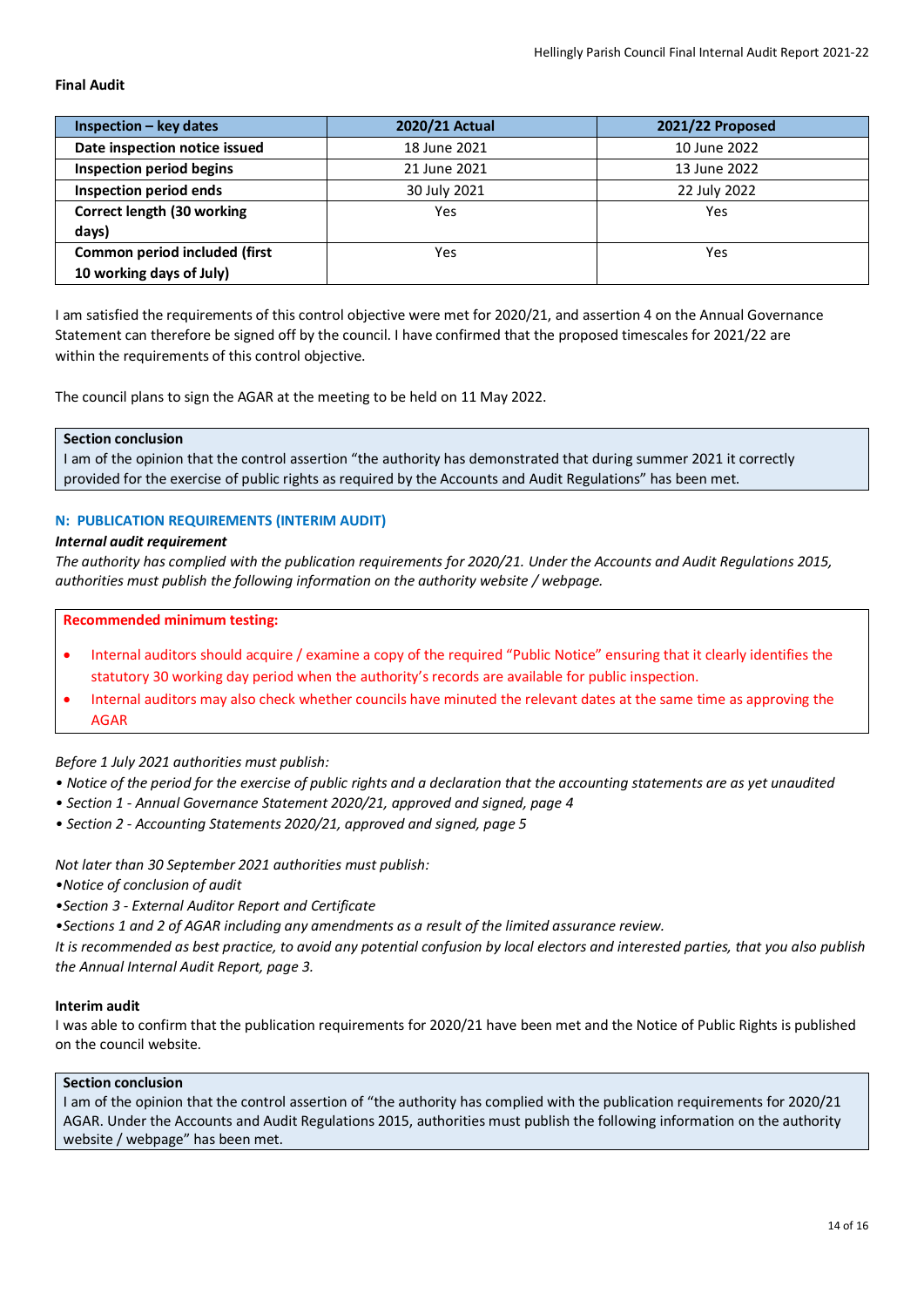**Final Audit**

| Inspection – key dates | 2020/21 Actual | 2021/22 Proposed |
|---|---|---|
| Date inspection notice issued | 18 June 2021 | 10 June 2022 |
| Inspection period begins | 21 June 2021 | 13 June 2022 |
| Inspection period ends | 30 July 2021 | 22 July 2022 |
| Correct length (30 working days) | Yes | Yes |
| Common period included (first 10 working days of July) | Yes | Yes |

I am satisfied the requirements of this control objective were met for 2020/21, and assertion 4 on the Annual Governance Statement can therefore be signed off by the council. I have confirmed that the proposed timescales for 2021/22 are within the requirements of this control objective.

The council plans to sign the AGAR at the meeting to be held on 11 May 2022.

**Section conclusion**
I am of the opinion that the control assertion "the authority has demonstrated that during summer 2021 it correctly provided for the exercise of public rights as required by the Accounts and Audit Regulations" has been met.

### N: PUBLICATION REQUIREMENTS (INTERIM AUDIT)

***Internal audit requirement***

*The authority has complied with the publication requirements for 2020/21. Under the Accounts and Audit Regulations 2015, authorities must publish the following information on the authority website / webpage.*

**Recommended minimum testing:**

- Internal auditors should acquire / examine a copy of the required "Public Notice" ensuring that it clearly identifies the statutory 30 working day period when the authority's records are available for public inspection.
- Internal auditors may also check whether councils have minuted the relevant dates at the same time as approving the AGAR

*Before 1 July 2021 authorities must publish:*

*• Notice of the period for the exercise of public rights and a declaration that the accounting statements are as yet unaudited*
*• Section 1 - Annual Governance Statement 2020/21, approved and signed, page 4*
*• Section 2 - Accounting Statements 2020/21, approved and signed, page 5*

*Not later than 30 September 2021 authorities must publish:*
*•Notice of conclusion of audit*
*•Section 3 - External Auditor Report and Certificate*
*•Sections 1 and 2 of AGAR including any amendments as a result of the limited assurance review.*
*It is recommended as best practice, to avoid any potential confusion by local electors and interested parties, that you also publish the Annual Internal Audit Report, page 3.*

**Interim audit**

I was able to confirm that the publication requirements for 2020/21 have been met and the Notice of Public Rights is published on the council website.

**Section conclusion**
I am of the opinion that the control assertion of "the authority has complied with the publication requirements for 2020/21 AGAR. Under the Accounts and Audit Regulations 2015, authorities must publish the following information on the authority website / webpage" has been met.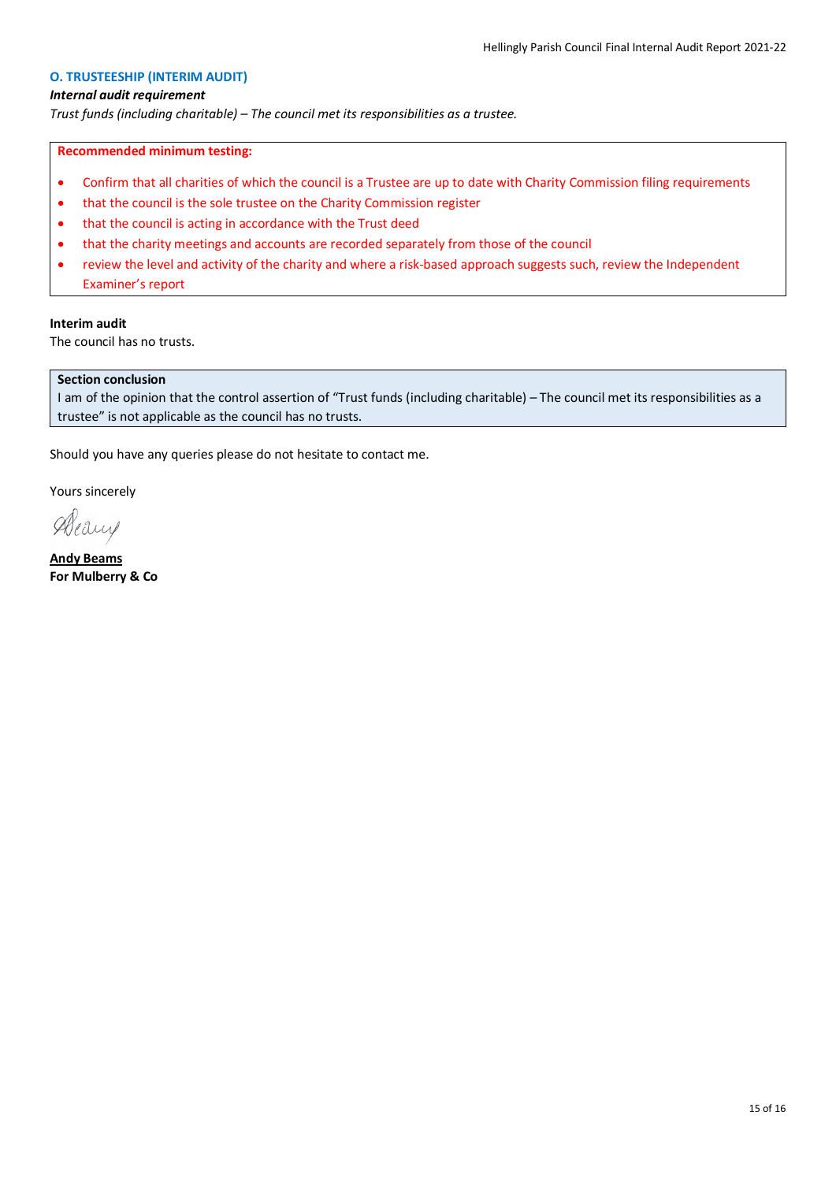## O. TRUSTEESHIP (INTERIM AUDIT)

***Internal audit requirement***

*Trust funds (including charitable) – The council met its responsibilities as a trustee.*

**Recommended minimum testing:**

- Confirm that all charities of which the council is a Trustee are up to date with Charity Commission filing requirements
- that the council is the sole trustee on the Charity Commission register
- that the council is acting in accordance with the Trust deed
- that the charity meetings and accounts are recorded separately from those of the council
- review the level and activity of the charity and where a risk-based approach suggests such, review the Independent Examiner's report

**Interim audit**

The council has no trusts.

**Section conclusion**

I am of the opinion that the control assertion of "Trust funds (including charitable) – The council met its responsibilities as a trustee" is not applicable as the council has no trusts.

Should you have any queries please do not hesitate to contact me.

Yours sincerely

**Andy Beams**

**For Mulberry & Co**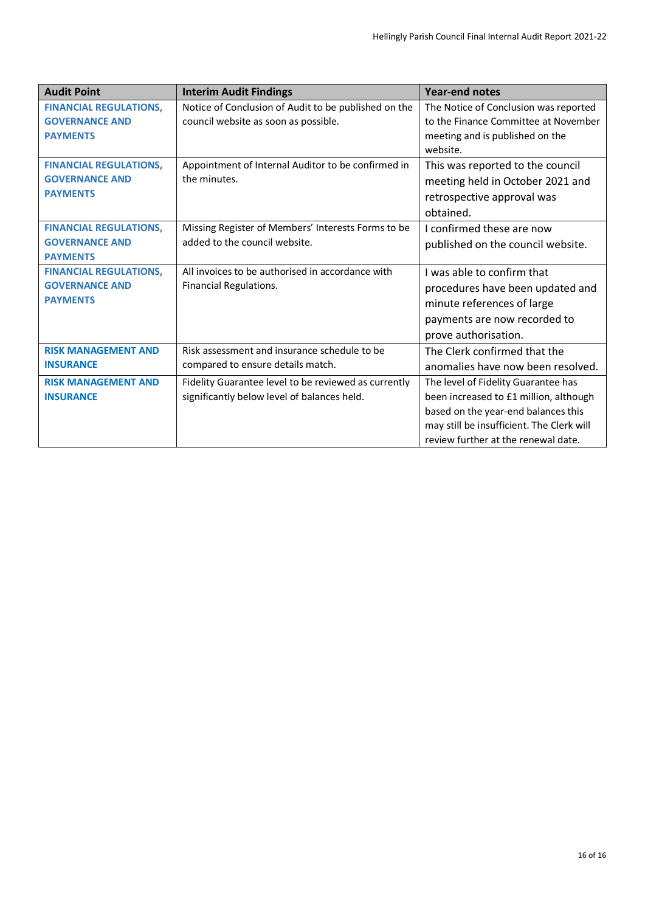| Audit Point | Interim Audit Findings | Year-end notes |
| --- | --- | --- |
| **FINANCIAL REGULATIONS, GOVERNANCE AND PAYMENTS** | Notice of Conclusion of Audit to be published on the council website as soon as possible. | The Notice of Conclusion was reported to the Finance Committee at November meeting and is published on the website. |
| **FINANCIAL REGULATIONS, GOVERNANCE AND PAYMENTS** | Appointment of Internal Auditor to be confirmed in the minutes. | This was reported to the council meeting held in October 2021 and retrospective approval was obtained. |
| **FINANCIAL REGULATIONS, GOVERNANCE AND PAYMENTS** | Missing Register of Members' Interests Forms to be added to the council website. | I confirmed these are now published on the council website. |
| **FINANCIAL REGULATIONS, GOVERNANCE AND PAYMENTS** | All invoices to be authorised in accordance with Financial Regulations. | I was able to confirm that procedures have been updated and minute references of large payments are now recorded to prove authorisation. |
| **RISK MANAGEMENT AND INSURANCE** | Risk assessment and insurance schedule to be compared to ensure details match. | The Clerk confirmed that the anomalies have now been resolved. |
| **RISK MANAGEMENT AND INSURANCE** | Fidelity Guarantee level to be reviewed as currently significantly below level of balances held. | The level of Fidelity Guarantee has been increased to £1 million, although based on the year-end balances this may still be insufficient. The Clerk will review further at the renewal date. |